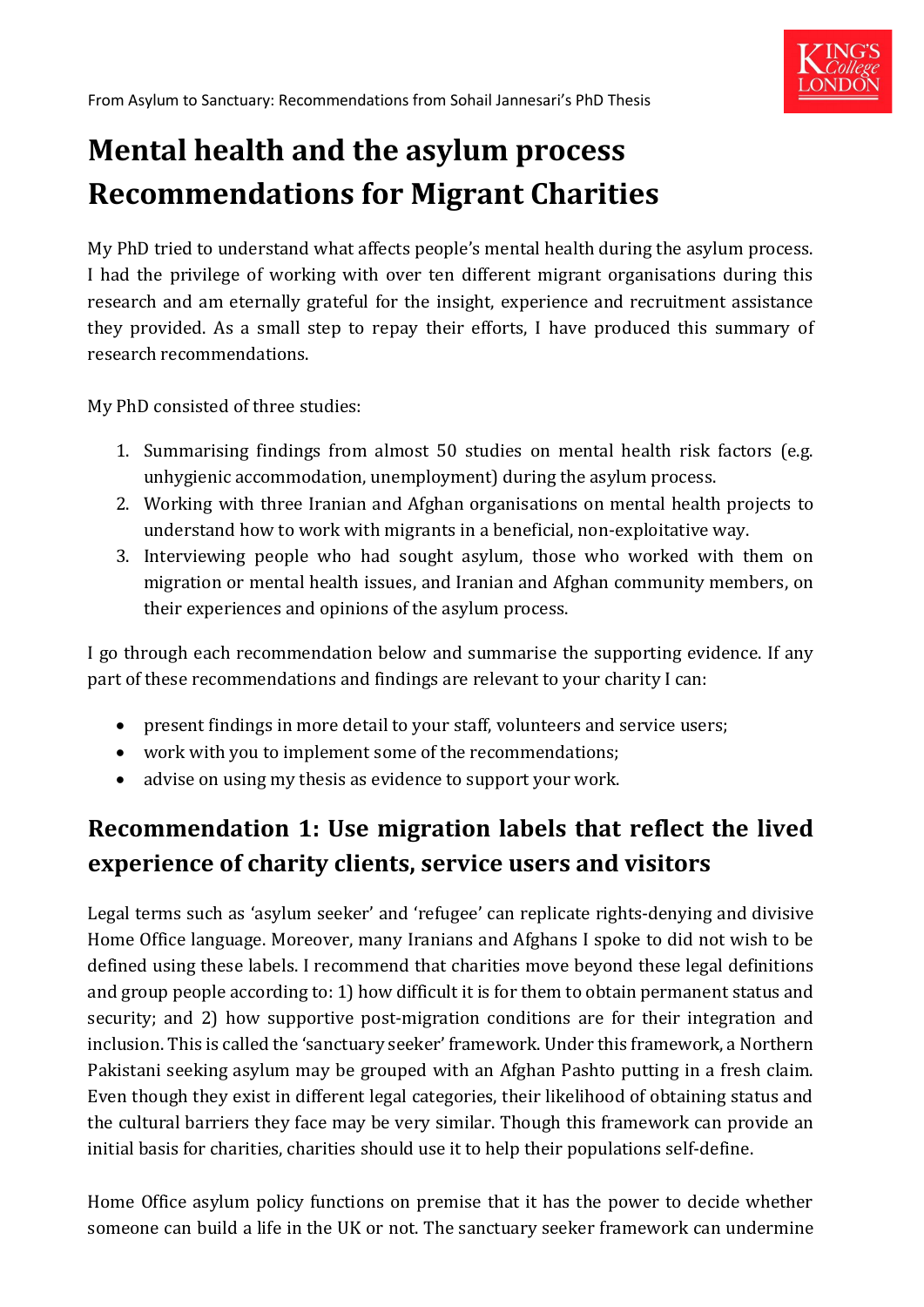From Asylum to Sanctuary: Recommendations from Sohail Jannesari's PhD Thesis

# Mental health and the asylum process Recommendations for Migrant Charities

My PhD tried to understand what affects people's mental health during the asylum process. I had the privilege of working with over ten different migrant organisations during this research and am eternally grateful for the insight, experience and recruitment assistance they provided. As a small step to repay their efforts, I have produced this summary of research recommendations.

My PhD consisted of three studies:

1. Summarising findings from almost 50 studies on mental health risk factors (e.g. unhygienic accommodation, unemployment) during the asylum process.
2. Working with three Iranian and Afghan organisations on mental health projects to understand how to work with migrants in a beneficial, non-exploitative way.
3. Interviewing people who had sought asylum, those who worked with them on migration or mental health issues, and Iranian and Afghan community members, on their experiences and opinions of the asylum process.

I go through each recommendation below and summarise the supporting evidence. If any part of these recommendations and findings are relevant to your charity I can:

- present findings in more detail to your staff, volunteers and service users;
- work with you to implement some of the recommendations;
- advise on using my thesis as evidence to support your work.

## Recommendation 1: Use migration labels that reflect the lived experience of charity clients, service users and visitors

Legal terms such as 'asylum seeker' and 'refugee' can replicate rights-denying and divisive Home Office language. Moreover, many Iranians and Afghans I spoke to did not wish to be defined using these labels. I recommend that charities move beyond these legal definitions and group people according to: 1) how difficult it is for them to obtain permanent status and security; and 2) how supportive post-migration conditions are for their integration and inclusion. This is called the 'sanctuary seeker' framework. Under this framework, a Northern Pakistani seeking asylum may be grouped with an Afghan Pashto putting in a fresh claim. Even though they exist in different legal categories, their likelihood of obtaining status and the cultural barriers they face may be very similar. Though this framework can provide an initial basis for charities, charities should use it to help their populations self-define.

Home Office asylum policy functions on premise that it has the power to decide whether someone can build a life in the UK or not. The sanctuary seeker framework can undermine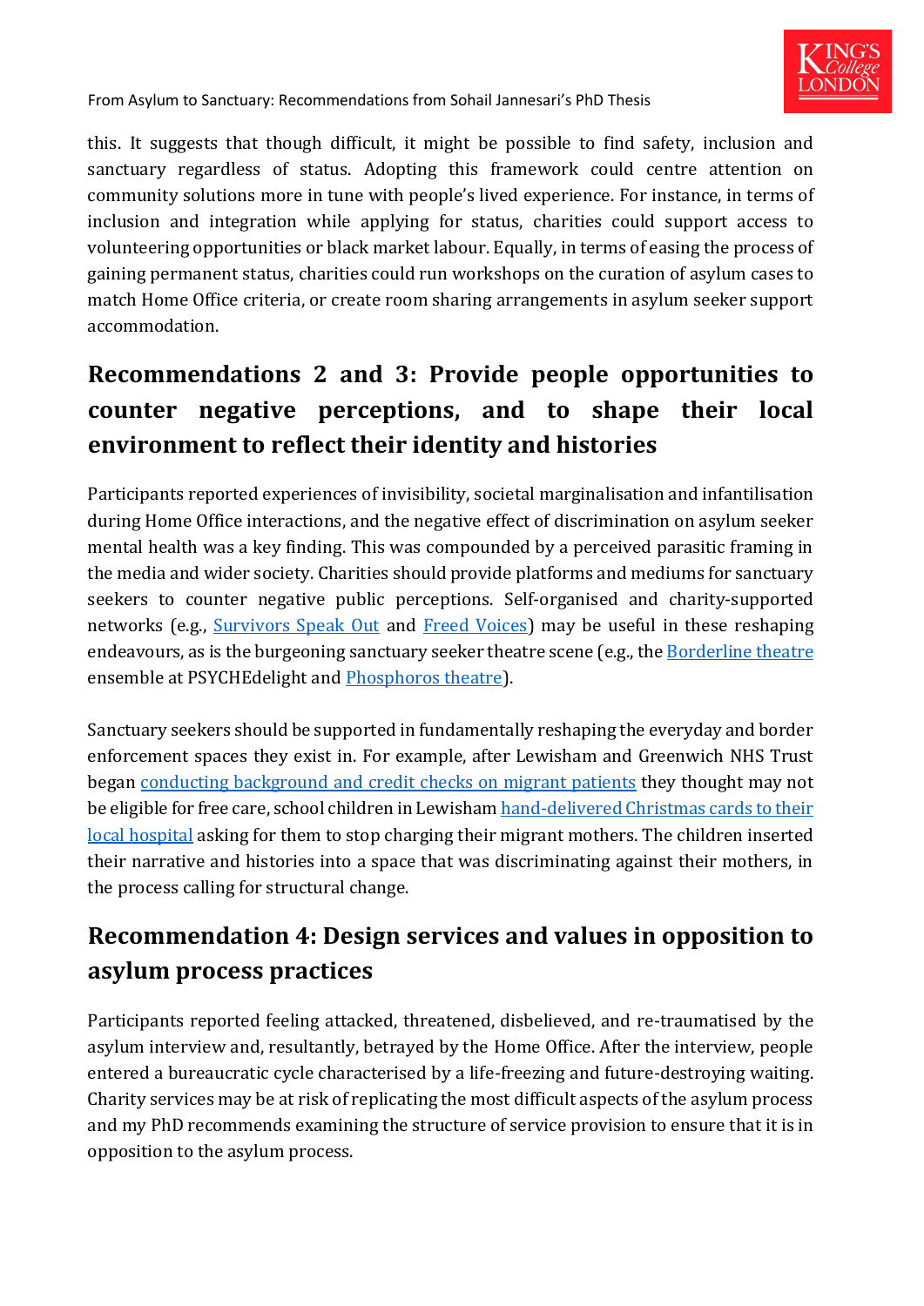this. It suggests that though difficult, it might be possible to find safety, inclusion and sanctuary regardless of status. Adopting this framework could centre attention on community solutions more in tune with people's lived experience. For instance, in terms of inclusion and integration while applying for status, charities could support access to volunteering opportunities or black market labour. Equally, in terms of easing the process of gaining permanent status, charities could run workshops on the curation of asylum cases to match Home Office criteria, or create room sharing arrangements in asylum seeker support accommodation.

## Recommendations 2 and 3: Provide people opportunities to counter negative perceptions, and to shape their local environment to reflect their identity and histories

Participants reported experiences of invisibility, societal marginalisation and infantilisation during Home Office interactions, and the negative effect of discrimination on asylum seeker mental health was a key finding. This was compounded by a perceived parasitic framing in the media and wider society. Charities should provide platforms and mediums for sanctuary seekers to counter negative public perceptions. Self-organised and charity-supported networks (e.g., Survivors Speak Out and Freed Voices) may be useful in these reshaping endeavours, as is the burgeoning sanctuary seeker theatre scene (e.g., the Borderline theatre ensemble at PSYCHEdelight and Phosphoros theatre).

Sanctuary seekers should be supported in fundamentally reshaping the everyday and border enforcement spaces they exist in. For example, after Lewisham and Greenwich NHS Trust began conducting background and credit checks on migrant patients they thought may not be eligible for free care, school children in Lewisham hand-delivered Christmas cards to their local hospital asking for them to stop charging their migrant mothers. The children inserted their narrative and histories into a space that was discriminating against their mothers, in the process calling for structural change.

## Recommendation 4: Design services and values in opposition to asylum process practices

Participants reported feeling attacked, threatened, disbelieved, and re-traumatised by the asylum interview and, resultantly, betrayed by the Home Office. After the interview, people entered a bureaucratic cycle characterised by a life-freezing and future-destroying waiting. Charity services may be at risk of replicating the most difficult aspects of the asylum process and my PhD recommends examining the structure of service provision to ensure that it is in opposition to the asylum process.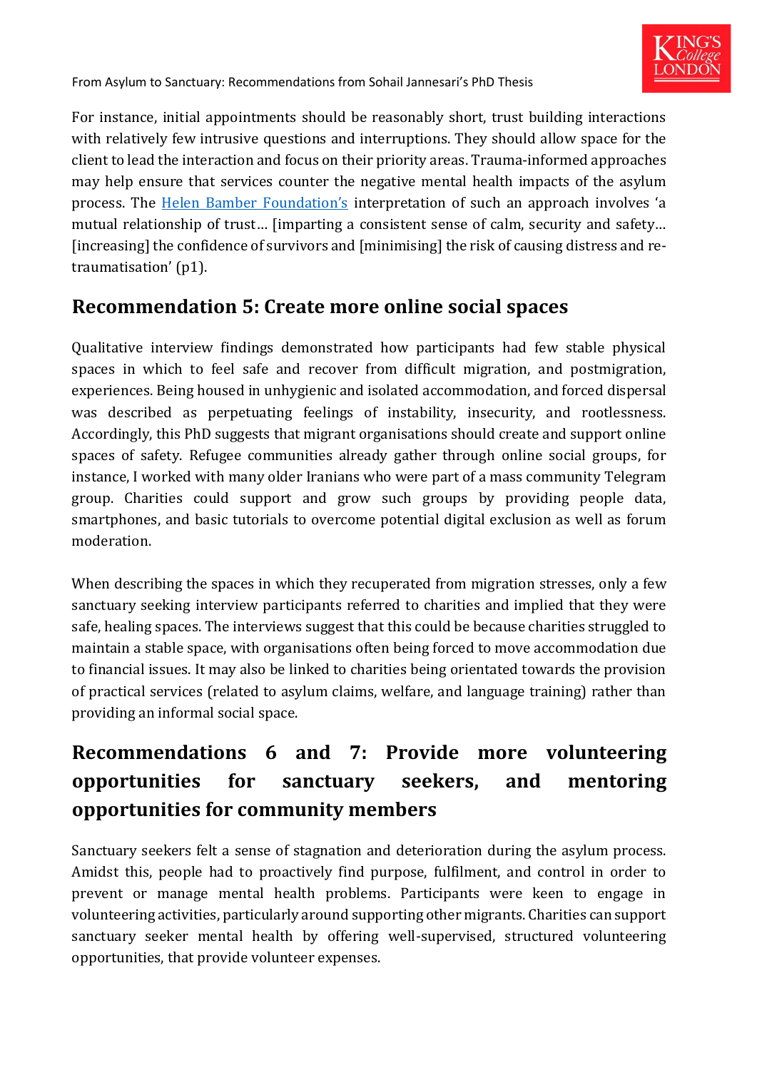For instance, initial appointments should be reasonably short, trust building interactions with relatively few intrusive questions and interruptions. They should allow space for the client to lead the interaction and focus on their priority areas. Trauma-informed approaches may help ensure that services counter the negative mental health impacts of the asylum process. The Helen Bamber Foundation's interpretation of such an approach involves 'a mutual relationship of trust… [imparting a consistent sense of calm, security and safety… [increasing] the confidence of survivors and [minimising] the risk of causing distress and re-traumatisation' (p1).

## Recommendation 5: Create more online social spaces

Qualitative interview findings demonstrated how participants had few stable physical spaces in which to feel safe and recover from difficult migration, and postmigration, experiences. Being housed in unhygienic and isolated accommodation, and forced dispersal was described as perpetuating feelings of instability, insecurity, and rootlessness. Accordingly, this PhD suggests that migrant organisations should create and support online spaces of safety. Refugee communities already gather through online social groups, for instance, I worked with many older Iranians who were part of a mass community Telegram group. Charities could support and grow such groups by providing people data, smartphones, and basic tutorials to overcome potential digital exclusion as well as forum moderation.

When describing the spaces in which they recuperated from migration stresses, only a few sanctuary seeking interview participants referred to charities and implied that they were safe, healing spaces. The interviews suggest that this could be because charities struggled to maintain a stable space, with organisations often being forced to move accommodation due to financial issues. It may also be linked to charities being orientated towards the provision of practical services (related to asylum claims, welfare, and language training) rather than providing an informal social space.

## Recommendations 6 and 7: Provide more volunteering opportunities for sanctuary seekers, and mentoring opportunities for community members

Sanctuary seekers felt a sense of stagnation and deterioration during the asylum process. Amidst this, people had to proactively find purpose, fulfilment, and control in order to prevent or manage mental health problems. Participants were keen to engage in volunteering activities, particularly around supporting other migrants. Charities can support sanctuary seeker mental health by offering well-supervised, structured volunteering opportunities, that provide volunteer expenses.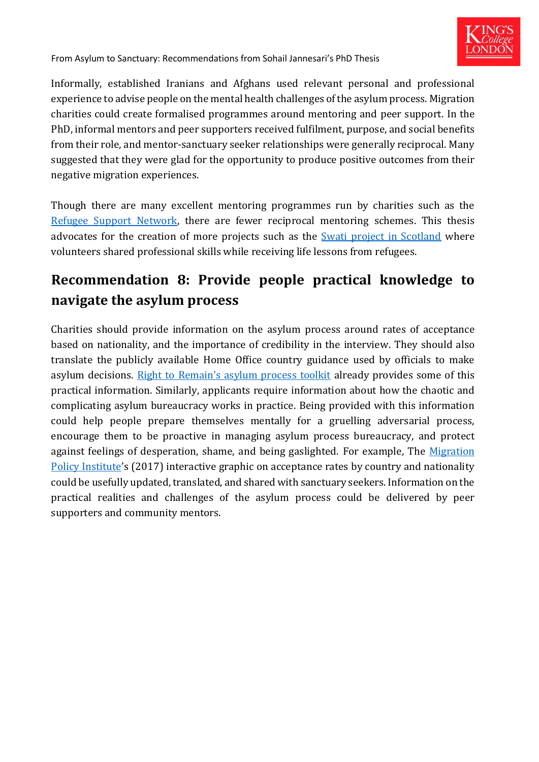Informally, established Iranians and Afghans used relevant personal and professional experience to advise people on the mental health challenges of the asylum process. Migration charities could create formalised programmes around mentoring and peer support. In the PhD, informal mentors and peer supporters received fulfilment, purpose, and social benefits from their role, and mentor-sanctuary seeker relationships were generally reciprocal. Many suggested that they were glad for the opportunity to produce positive outcomes from their negative migration experiences.

Though there are many excellent mentoring programmes run by charities such as the Refugee Support Network, there are fewer reciprocal mentoring schemes. This thesis advocates for the creation of more projects such as the Swati project in Scotland where volunteers shared professional skills while receiving life lessons from refugees.

## Recommendation 8: Provide people practical knowledge to navigate the asylum process

Charities should provide information on the asylum process around rates of acceptance based on nationality, and the importance of credibility in the interview. They should also translate the publicly available Home Office country guidance used by officials to make asylum decisions. Right to Remain's asylum process toolkit already provides some of this practical information. Similarly, applicants require information about how the chaotic and complicating asylum bureaucracy works in practice. Being provided with this information could help people prepare themselves mentally for a gruelling adversarial process, encourage them to be proactive in managing asylum process bureaucracy, and protect against feelings of desperation, shame, and being gaslighted. For example, The Migration Policy Institute's (2017) interactive graphic on acceptance rates by country and nationality could be usefully updated, translated, and shared with sanctuary seekers. Information on the practical realities and challenges of the asylum process could be delivered by peer supporters and community mentors.